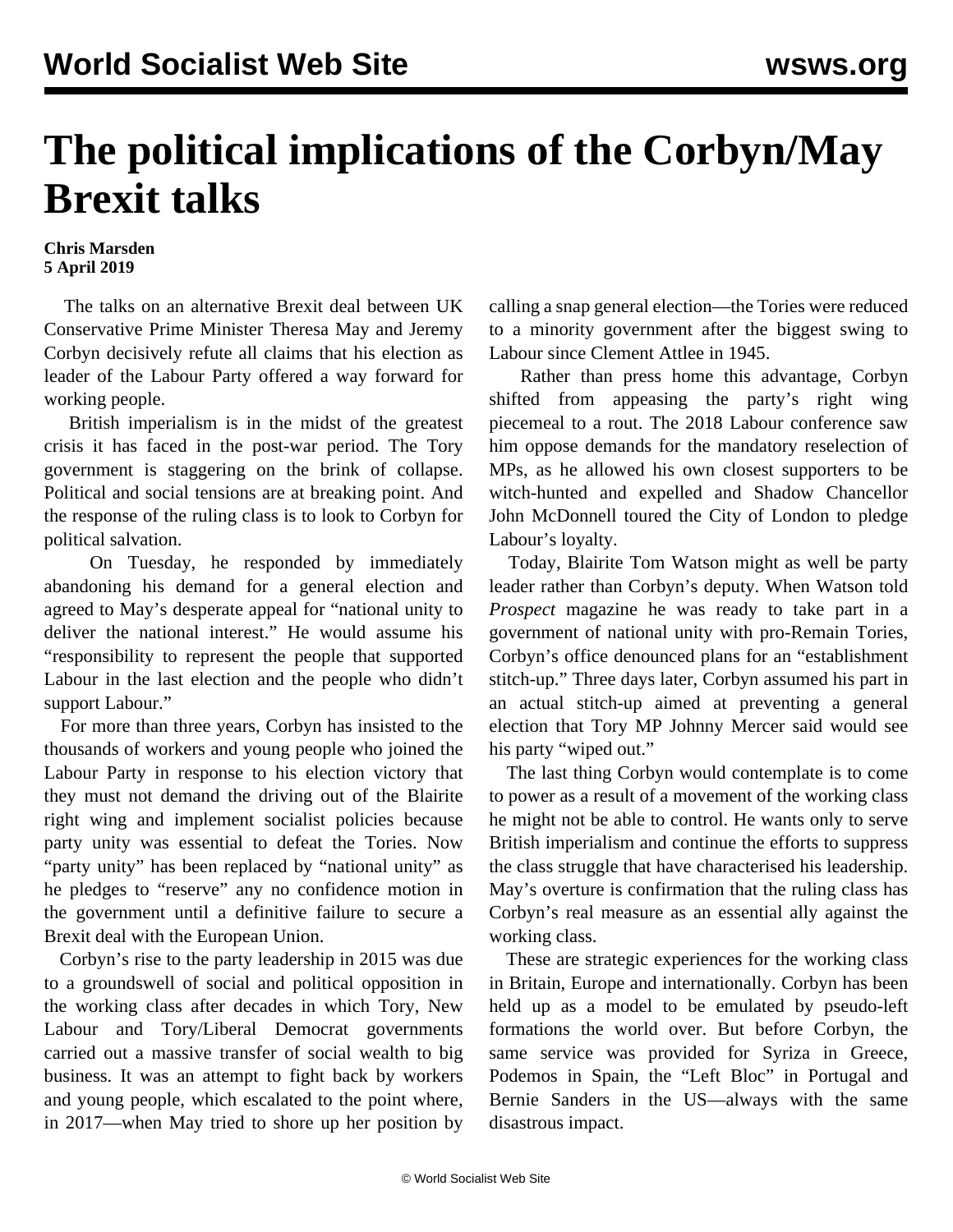# The political implications of the Corbyn/May Brexit talks

**Chris Marsden**
**5 April 2019**

The talks on an alternative Brexit deal between UK Conservative Prime Minister Theresa May and Jeremy Corbyn decisively refute all claims that his election as leader of the Labour Party offered a way forward for working people.

British imperialism is in the midst of the greatest crisis it has faced in the post-war period. The Tory government is staggering on the brink of collapse. Political and social tensions are at breaking point. And the response of the ruling class is to look to Corbyn for political salvation.

On Tuesday, he responded by immediately abandoning his demand for a general election and agreed to May's desperate appeal for "national unity to deliver the national interest." He would assume his "responsibility to represent the people that supported Labour in the last election and the people who didn't support Labour."

For more than three years, Corbyn has insisted to the thousands of workers and young people who joined the Labour Party in response to his election victory that they must not demand the driving out of the Blairite right wing and implement socialist policies because party unity was essential to defeat the Tories. Now "party unity" has been replaced by "national unity" as he pledges to "reserve" any no confidence motion in the government until a definitive failure to secure a Brexit deal with the European Union.

Corbyn's rise to the party leadership in 2015 was due to a groundswell of social and political opposition in the working class after decades in which Tory, New Labour and Tory/Liberal Democrat governments carried out a massive transfer of social wealth to big business. It was an attempt to fight back by workers and young people, which escalated to the point where, in 2017—when May tried to shore up her position by calling a snap general election—the Tories were reduced to a minority government after the biggest swing to Labour since Clement Attlee in 1945.

Rather than press home this advantage, Corbyn shifted from appeasing the party's right wing piecemeal to a rout. The 2018 Labour conference saw him oppose demands for the mandatory reselection of MPs, as he allowed his own closest supporters to be witch-hunted and expelled and Shadow Chancellor John McDonnell toured the City of London to pledge Labour's loyalty.

Today, Blairite Tom Watson might as well be party leader rather than Corbyn's deputy. When Watson told *Prospect* magazine he was ready to take part in a government of national unity with pro-Remain Tories, Corbyn's office denounced plans for an "establishment stitch-up." Three days later, Corbyn assumed his part in an actual stitch-up aimed at preventing a general election that Tory MP Johnny Mercer said would see his party "wiped out."

The last thing Corbyn would contemplate is to come to power as a result of a movement of the working class he might not be able to control. He wants only to serve British imperialism and continue the efforts to suppress the class struggle that have characterised his leadership. May's overture is confirmation that the ruling class has Corbyn's real measure as an essential ally against the working class.

These are strategic experiences for the working class in Britain, Europe and internationally. Corbyn has been held up as a model to be emulated by pseudo-left formations the world over. But before Corbyn, the same service was provided for Syriza in Greece, Podemos in Spain, the "Left Bloc" in Portugal and Bernie Sanders in the US—always with the same disastrous impact.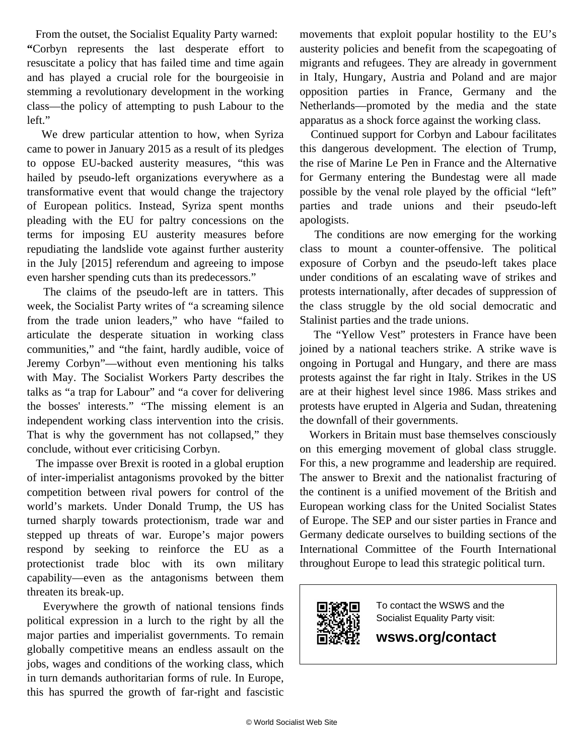From the outset, the Socialist Equality Party warned: **"**Corbyn represents the last desperate effort to resuscitate a policy that has failed time and time again and has played a crucial role for the bourgeoisie in stemming a revolutionary development in the working class—the policy of attempting to push Labour to the left."

We drew particular attention to how, when Syriza came to power in January 2015 as a result of its pledges to oppose EU-backed austerity measures, "this was hailed by pseudo-left organizations everywhere as a transformative event that would change the trajectory of European politics. Instead, Syriza spent months pleading with the EU for paltry concessions on the terms for imposing EU austerity measures before repudiating the landslide vote against further austerity in the July [2015] referendum and agreeing to impose even harsher spending cuts than its predecessors."

The claims of the pseudo-left are in tatters. This week, the Socialist Party writes of "a screaming silence from the trade union leaders," who have "failed to articulate the desperate situation in working class communities," and "the faint, hardly audible, voice of Jeremy Corbyn"—without even mentioning his talks with May. The Socialist Workers Party describes the talks as "a trap for Labour" and "a cover for delivering the bosses' interests." "The missing element is an independent working class intervention into the crisis. That is why the government has not collapsed," they conclude, without ever criticising Corbyn.

The impasse over Brexit is rooted in a global eruption of inter-imperialist antagonisms provoked by the bitter competition between rival powers for control of the world's markets. Under Donald Trump, the US has turned sharply towards protectionism, trade war and stepped up threats of war. Europe's major powers respond by seeking to reinforce the EU as a protectionist trade bloc with its own military capability—even as the antagonisms between them threaten its break-up.

Everywhere the growth of national tensions finds political expression in a lurch to the right by all the major parties and imperialist governments. To remain globally competitive means an endless assault on the jobs, wages and conditions of the working class, which in turn demands authoritarian forms of rule. In Europe, this has spurred the growth of far-right and fascistic movements that exploit popular hostility to the EU's austerity policies and benefit from the scapegoating of migrants and refugees. They are already in government in Italy, Hungary, Austria and Poland and are major opposition parties in France, Germany and the Netherlands—promoted by the media and the state apparatus as a shock force against the working class.

Continued support for Corbyn and Labour facilitates this dangerous development. The election of Trump, the rise of Marine Le Pen in France and the Alternative for Germany entering the Bundestag were all made possible by the venal role played by the official "left" parties and trade unions and their pseudo-left apologists.

The conditions are now emerging for the working class to mount a counter-offensive. The political exposure of Corbyn and the pseudo-left takes place under conditions of an escalating wave of strikes and protests internationally, after decades of suppression of the class struggle by the old social democratic and Stalinist parties and the trade unions.

The "Yellow Vest" protesters in France have been joined by a national teachers strike. A strike wave is ongoing in Portugal and Hungary, and there are mass protests against the far right in Italy. Strikes in the US are at their highest level since 1986. Mass strikes and protests have erupted in Algeria and Sudan, threatening the downfall of their governments.

Workers in Britain must base themselves consciously on this emerging movement of global class struggle. For this, a new programme and leadership are required. The answer to Brexit and the nationalist fracturing of the continent is a unified movement of the British and European working class for the United Socialist States of Europe. The SEP and our sister parties in France and Germany dedicate ourselves to building sections of the International Committee of the Fourth International throughout Europe to lead this strategic political turn.

To contact the WSWS and the Socialist Equality Party visit:

**wsws.org/contact**